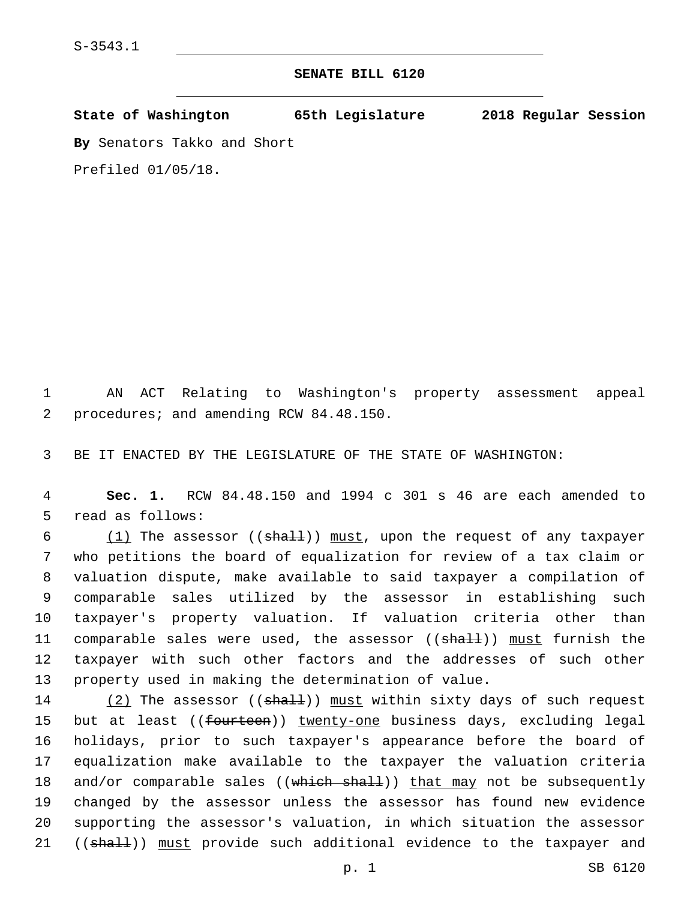S-3543.1

# SENATE BILL 6120

**State of Washington 65th Legislature 2018 Regular Session**

**By** Senators Takko and Short

Prefiled 01/05/18.

AN ACT Relating to Washington's property assessment appeal procedures; and amending RCW 84.48.150.

BE IT ENACTED BY THE LEGISLATURE OF THE STATE OF WASHINGTON:

**Sec. 1.** RCW 84.48.150 and 1994 c 301 s 46 are each amended to read as follows:

(1) The assessor ((~~shall~~)) must, upon the request of any taxpayer who petitions the board of equalization for review of a tax claim or valuation dispute, make available to said taxpayer a compilation of comparable sales utilized by the assessor in establishing such taxpayer's property valuation. If valuation criteria other than comparable sales were used, the assessor ((~~shall~~)) must furnish the taxpayer with such other factors and the addresses of such other property used in making the determination of value.

(2) The assessor ((~~shall~~)) must within sixty days of such request but at least ((~~fourteen~~)) twenty-one business days, excluding legal holidays, prior to such taxpayer's appearance before the board of equalization make available to the taxpayer the valuation criteria and/or comparable sales ((~~which shall~~)) that may not be subsequently changed by the assessor unless the assessor has found new evidence supporting the assessor's valuation, in which situation the assessor ((~~shall~~)) must provide such additional evidence to the taxpayer and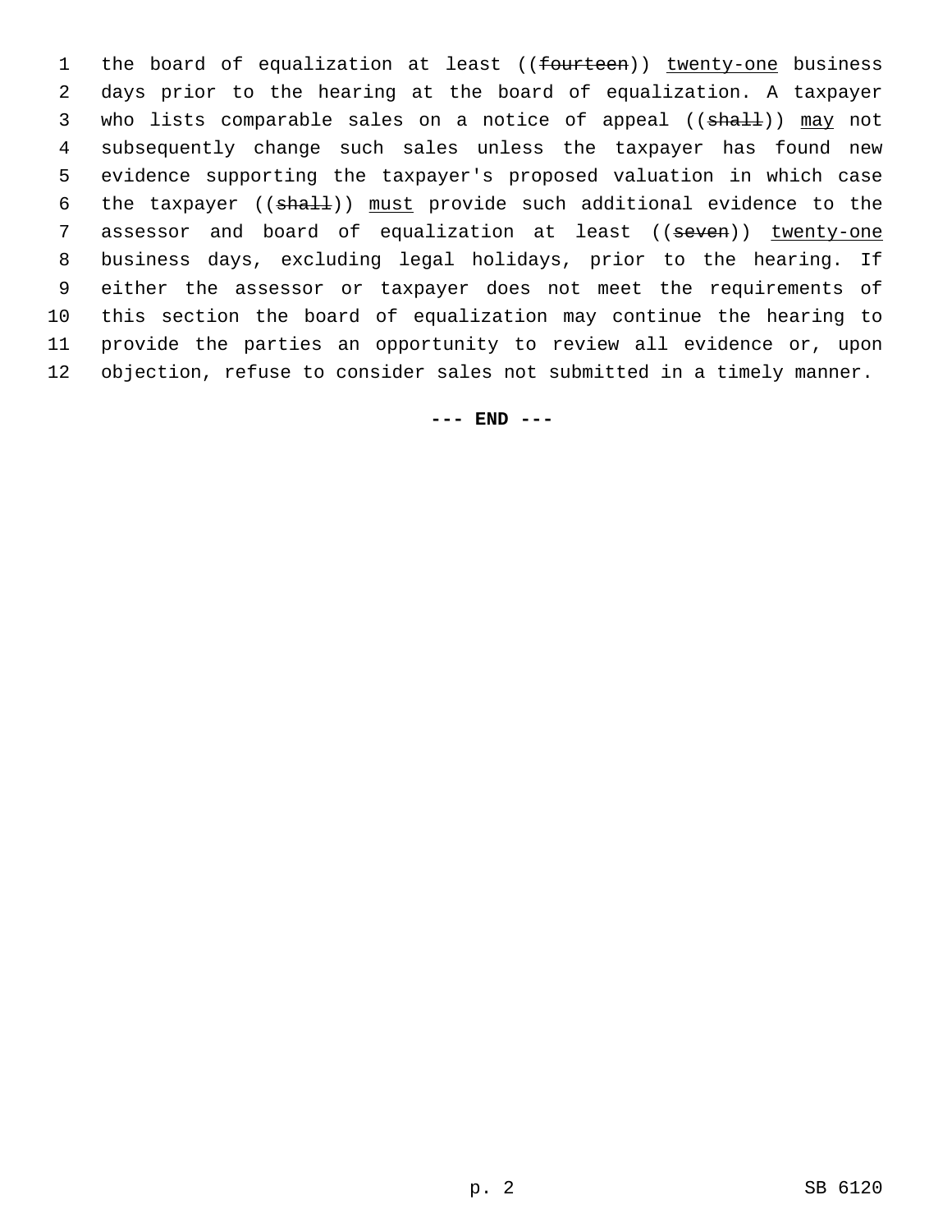the board of equalization at least ((~~fourteen~~)) <u>twenty-one</u> business days prior to the hearing at the board of equalization. A taxpayer who lists comparable sales on a notice of appeal ((~~shall~~)) <u>may</u> not subsequently change such sales unless the taxpayer has found new evidence supporting the taxpayer's proposed valuation in which case the taxpayer ((~~shall~~)) <u>must</u> provide such additional evidence to the assessor and board of equalization at least ((~~seven~~)) <u>twenty-one</u> business days, excluding legal holidays, prior to the hearing. If either the assessor or taxpayer does not meet the requirements of this section the board of equalization may continue the hearing to provide the parties an opportunity to review all evidence or, upon objection, refuse to consider sales not submitted in a timely manner.

**--- END ---**